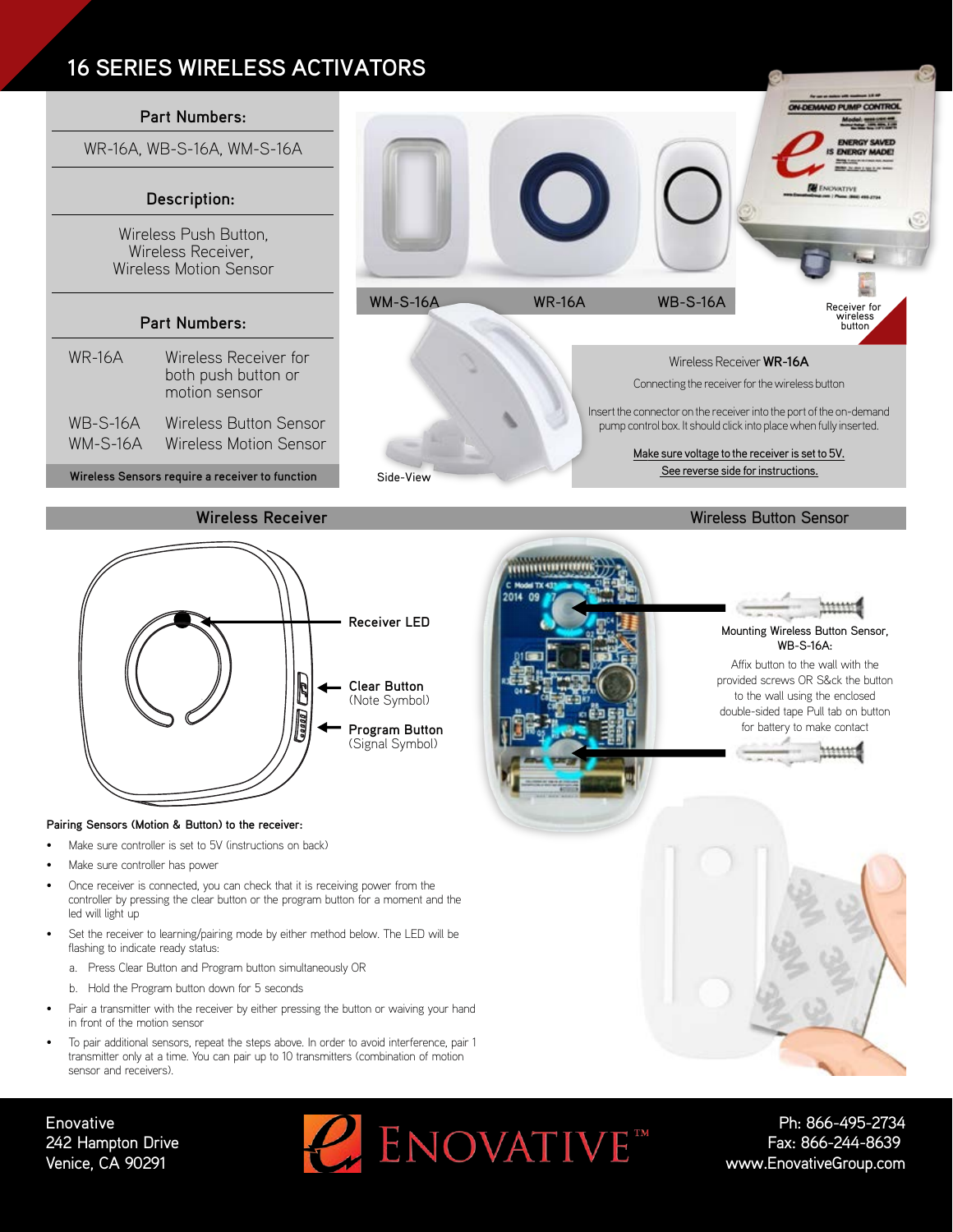# 16 SERIES WIRELESS ACTIVATORS

**Part Numbers:**

WR-16A, WB-S-16A, WM-S-16A

**Description:**

Wireless Push Button,
Wireless Receiver,
Wireless Motion Sensor

**Part Numbers:**

| | |
|---|---|
| WR-16A | Wireless Receiver for both push button or motion sensor |
| WB-S-16A | Wireless Button Sensor |
| WM-S-16A | Wireless Motion Sensor |

**Wireless Sensors require a receiver to function**

WM-S-16A    WR-16A    WB-S-16A

Receiver for wireless button

Side-View

Wireless Receiver **WR-16A**

Connecting the receiver for the wireless button

Insert the connector on the receiver into the port of the on-demand pump control box. It should click into place when fully inserted.

Make sure voltage to the receiver is set to 5V.
See reverse side for instructions.

## Wireless Receiver

**Receiver LED**

**Clear Button**
(Note Symbol)

**Program Button**
(Signal Symbol)

**Pairing Sensors (Motion & Button) to the receiver:**

- Make sure controller is set to 5V (instructions on back)
- Make sure controller has power
- Once receiver is connected, you can check that it is receiving power from the controller by pressing the clear button or the program button for a moment and the led will light up
- Set the receiver to learning/pairing mode by either method below. The LED will be flashing to indicate ready status:
  a. Press Clear Button and Program button simultaneously OR
  b. Hold the Program button down for 5 seconds
- Pair a transmitter with the receiver by either pressing the button or waiving your hand in front of the motion sensor
- To pair additional sensors, repeat the steps above. In order to avoid interference, pair 1 transmitter only at a time. You can pair up to 10 transmitters (combination of motion sensor and receivers).

## Wireless Button Sensor

**Mounting Wireless Button Sensor, WB-S-16A:**

Affix button to the wall with the provided screws OR S&ck the button to the wall using the enclosed double-sided tape Pull tab on button for battery to make contact

Enovative
242 Hampton Drive
Venice, CA 90291

ENOVATIVE™

Ph: 866-495-2734
Fax: 866-244-8639
www.EnovativeGroup.com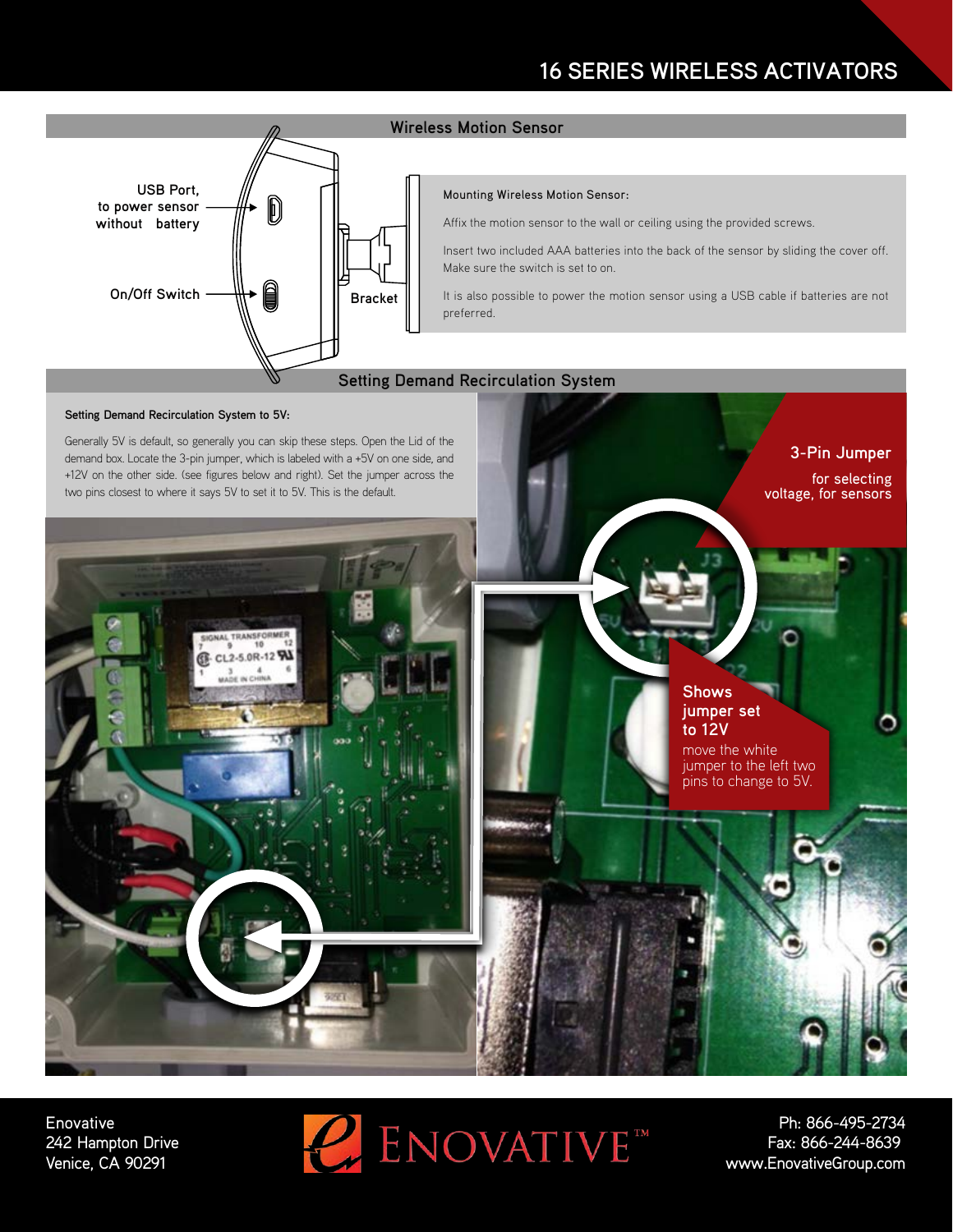# 16 SERIES WIRELESS ACTIVATORS

## Wireless Motion Sensor

USB Port, to power sensor without battery

On/Off Switch

Bracket

**Mounting Wireless Motion Sensor:**

Affix the motion sensor to the wall or ceiling using the provided screws.

Insert two included AAA batteries into the back of the sensor by sliding the cover off. Make sure the switch is set to on.

It is also possible to power the motion sensor using a USB cable if batteries are not preferred.

## Setting Demand Recirculation System

**Setting Demand Recirculation System to 5V:**

Generally 5V is default, so generally you can skip these steps. Open the Lid of the demand box. Locate the 3-pin jumper, which is labeled with a +5V on one side, and +12V on the other side. (see figures below and right). Set the jumper across the two pins closest to where it says 5V to set it to 5V. This is the default.

**3-Pin Jumper**

for selecting voltage, for sensors

**Shows jumper set to 12V**

move the white jumper to the left two pins to change to 5V.

Enovative
242 Hampton Drive
Venice, CA 90291

Ph: 866-495-2734
Fax: 866-244-8639
www.EnovativeGroup.com